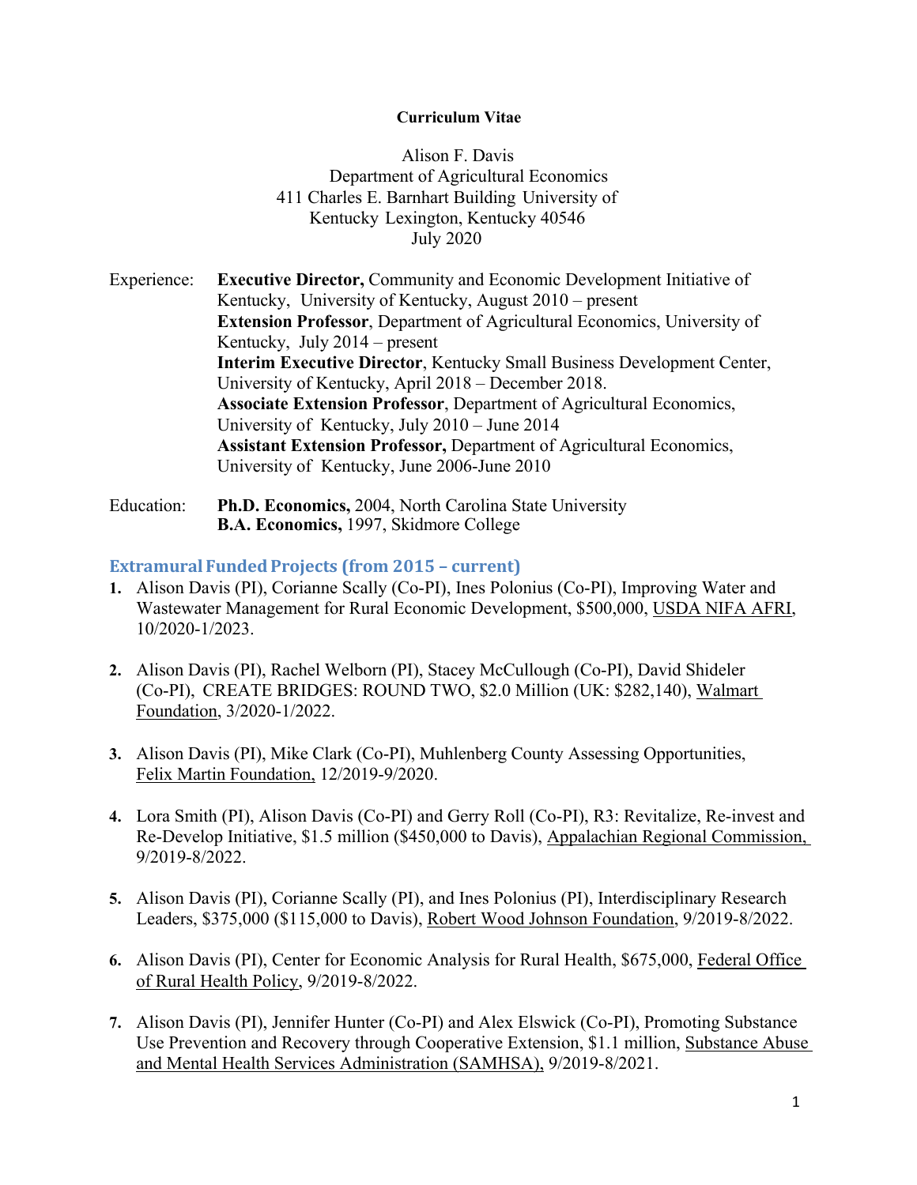**Curriculum Vitae**

Alison F. Davis
Department of Agricultural Economics
411 Charles E. Barnhart Building University of Kentucky Lexington, Kentucky 40546
July 2020

Experience: **Executive Director,** Community and Economic Development Initiative of Kentucky, University of Kentucky, August 2010 – present
**Extension Professor**, Department of Agricultural Economics, University of Kentucky, July 2014 – present
**Interim Executive Director**, Kentucky Small Business Development Center, University of Kentucky, April 2018 – December 2018.
**Associate Extension Professor**, Department of Agricultural Economics, University of Kentucky, July 2010 – June 2014
**Assistant Extension Professor,** Department of Agricultural Economics, University of Kentucky, June 2006-June 2010

Education: **Ph.D. Economics,** 2004, North Carolina State University
**B.A. Economics,** 1997, Skidmore College

## Extramural Funded Projects (from 2015 – current)

1. Alison Davis (PI), Corianne Scally (Co-PI), Ines Polonius (Co-PI), Improving Water and Wastewater Management for Rural Economic Development, $500,000, USDA NIFA AFRI, 10/2020-1/2023.

2. Alison Davis (PI), Rachel Welborn (PI), Stacey McCullough (Co-PI), David Shideler (Co-PI), CREATE BRIDGES: ROUND TWO, $2.0 Million (UK: $282,140), Walmart Foundation, 3/2020-1/2022.

3. Alison Davis (PI), Mike Clark (Co-PI), Muhlenberg County Assessing Opportunities, Felix Martin Foundation, 12/2019-9/2020.

4. Lora Smith (PI), Alison Davis (Co-PI) and Gerry Roll (Co-PI), R3: Revitalize, Re-invest and Re-Develop Initiative, $1.5 million ($450,000 to Davis), Appalachian Regional Commission, 9/2019-8/2022.

5. Alison Davis (PI), Corianne Scally (PI), and Ines Polonius (PI), Interdisciplinary Research Leaders, $375,000 ($115,000 to Davis), Robert Wood Johnson Foundation, 9/2019-8/2022.

6. Alison Davis (PI), Center for Economic Analysis for Rural Health, $675,000, Federal Office of Rural Health Policy, 9/2019-8/2022.

7. Alison Davis (PI), Jennifer Hunter (Co-PI) and Alex Elswick (Co-PI), Promoting Substance Use Prevention and Recovery through Cooperative Extension, $1.1 million, Substance Abuse and Mental Health Services Administration (SAMHSA), 9/2019-8/2021.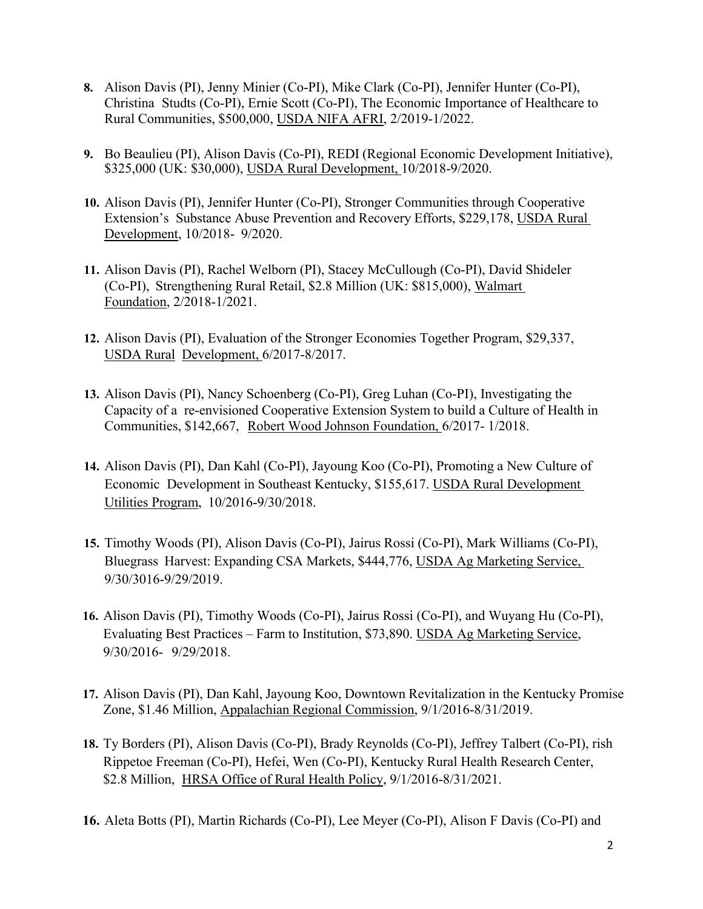**8.** Alison Davis (PI), Jenny Minier (Co-PI), Mike Clark (Co-PI), Jennifer Hunter (Co-PI), Christina Studts (Co-PI), Ernie Scott (Co-PI), The Economic Importance of Healthcare to Rural Communities, $500,000, USDA NIFA AFRI, 2/2019-1/2022.

**9.** Bo Beaulieu (PI), Alison Davis (Co-PI), REDI (Regional Economic Development Initiative), $325,000 (UK: $30,000), USDA Rural Development, 10/2018-9/2020.

**10.** Alison Davis (PI), Jennifer Hunter (Co-PI), Stronger Communities through Cooperative Extension's Substance Abuse Prevention and Recovery Efforts, $229,178, USDA Rural Development, 10/2018- 9/2020.

**11.** Alison Davis (PI), Rachel Welborn (PI), Stacey McCullough (Co-PI), David Shideler (Co-PI), Strengthening Rural Retail, $2.8 Million (UK: $815,000), Walmart Foundation, 2/2018-1/2021.

**12.** Alison Davis (PI), Evaluation of the Stronger Economies Together Program, $29,337, USDA Rural Development, 6/2017-8/2017.

**13.** Alison Davis (PI), Nancy Schoenberg (Co-PI), Greg Luhan (Co-PI), Investigating the Capacity of a re-envisioned Cooperative Extension System to build a Culture of Health in Communities, $142,667, Robert Wood Johnson Foundation, 6/2017- 1/2018.

**14.** Alison Davis (PI), Dan Kahl (Co-PI), Jayoung Koo (Co-PI), Promoting a New Culture of Economic Development in Southeast Kentucky, $155,617. USDA Rural Development Utilities Program, 10/2016-9/30/2018.

**15.** Timothy Woods (PI), Alison Davis (Co-PI), Jairus Rossi (Co-PI), Mark Williams (Co-PI), Bluegrass Harvest: Expanding CSA Markets, $444,776, USDA Ag Marketing Service, 9/30/3016-9/29/2019.

**16.** Alison Davis (PI), Timothy Woods (Co-PI), Jairus Rossi (Co-PI), and Wuyang Hu (Co-PI), Evaluating Best Practices – Farm to Institution, $73,890. USDA Ag Marketing Service, 9/30/2016- 9/29/2018.

**17.** Alison Davis (PI), Dan Kahl, Jayoung Koo, Downtown Revitalization in the Kentucky Promise Zone, $1.46 Million, Appalachian Regional Commission, 9/1/2016-8/31/2019.

**18.** Ty Borders (PI), Alison Davis (Co-PI), Brady Reynolds (Co-PI), Jeffrey Talbert (Co-PI), rish Rippetoe Freeman (Co-PI), Hefei, Wen (Co-PI), Kentucky Rural Health Research Center, $2.8 Million, HRSA Office of Rural Health Policy, 9/1/2016-8/31/2021.

**16.** Aleta Botts (PI), Martin Richards (Co-PI), Lee Meyer (Co-PI), Alison F Davis (Co-PI) and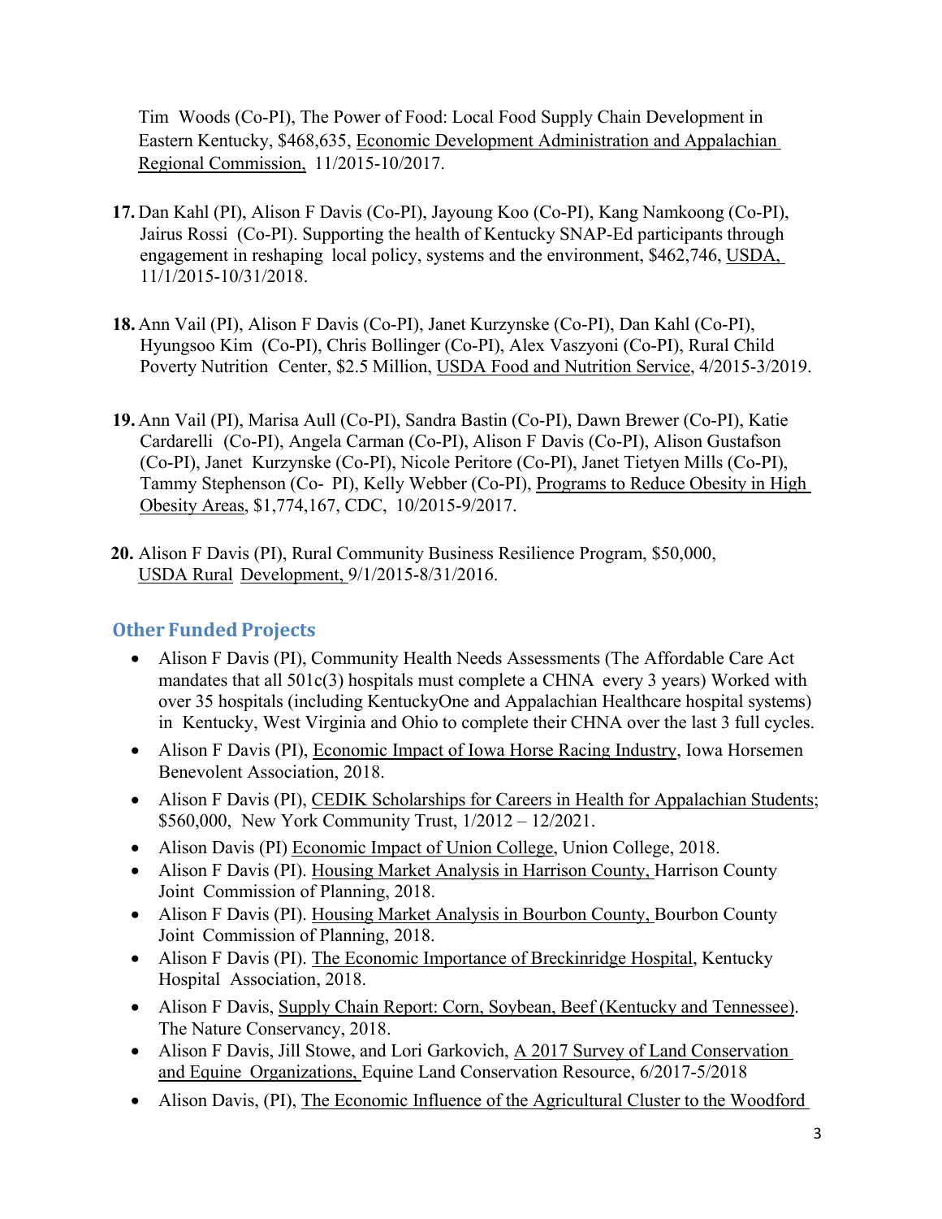Tim Woods (Co-PI), The Power of Food: Local Food Supply Chain Development in Eastern Kentucky, $468,635, Economic Development Administration and Appalachian Regional Commission, 11/2015-10/2017.

17. Dan Kahl (PI), Alison F Davis (Co-PI), Jayoung Koo (Co-PI), Kang Namkoong (Co-PI), Jairus Rossi (Co-PI). Supporting the health of Kentucky SNAP-Ed participants through engagement in reshaping local policy, systems and the environment, $462,746, USDA, 11/1/2015-10/31/2018.

18. Ann Vail (PI), Alison F Davis (Co-PI), Janet Kurzynske (Co-PI), Dan Kahl (Co-PI), Hyungsoo Kim (Co-PI), Chris Bollinger (Co-PI), Alex Vaszyoni (Co-PI), Rural Child Poverty Nutrition Center, $2.5 Million, USDA Food and Nutrition Service, 4/2015-3/2019.

19. Ann Vail (PI), Marisa Aull (Co-PI), Sandra Bastin (Co-PI), Dawn Brewer (Co-PI), Katie Cardarelli (Co-PI), Angela Carman (Co-PI), Alison F Davis (Co-PI), Alison Gustafson (Co-PI), Janet Kurzynske (Co-PI), Nicole Peritore (Co-PI), Janet Tietyen Mills (Co-PI), Tammy Stephenson (Co- PI), Kelly Webber (Co-PI), Programs to Reduce Obesity in High Obesity Areas, $1,774,167, CDC, 10/2015-9/2017.

20. Alison F Davis (PI), Rural Community Business Resilience Program, $50,000, USDA Rural Development, 9/1/2015-8/31/2016.

## Other Funded Projects

- Alison F Davis (PI), Community Health Needs Assessments (The Affordable Care Act mandates that all 501c(3) hospitals must complete a CHNA every 3 years) Worked with over 35 hospitals (including KentuckyOne and Appalachian Healthcare hospital systems) in Kentucky, West Virginia and Ohio to complete their CHNA over the last 3 full cycles.
- Alison F Davis (PI), Economic Impact of Iowa Horse Racing Industry, Iowa Horsemen Benevolent Association, 2018.
- Alison F Davis (PI), CEDIK Scholarships for Careers in Health for Appalachian Students; $560,000, New York Community Trust, 1/2012 – 12/2021.
- Alison Davis (PI) Economic Impact of Union College, Union College, 2018.
- Alison F Davis (PI). Housing Market Analysis in Harrison County, Harrison County Joint Commission of Planning, 2018.
- Alison F Davis (PI). Housing Market Analysis in Bourbon County, Bourbon County Joint Commission of Planning, 2018.
- Alison F Davis (PI). The Economic Importance of Breckinridge Hospital, Kentucky Hospital Association, 2018.
- Alison F Davis, Supply Chain Report: Corn, Soybean, Beef (Kentucky and Tennessee). The Nature Conservancy, 2018.
- Alison F Davis, Jill Stowe, and Lori Garkovich, A 2017 Survey of Land Conservation and Equine Organizations, Equine Land Conservation Resource, 6/2017-5/2018
- Alison Davis, (PI), The Economic Influence of the Agricultural Cluster to the Woodford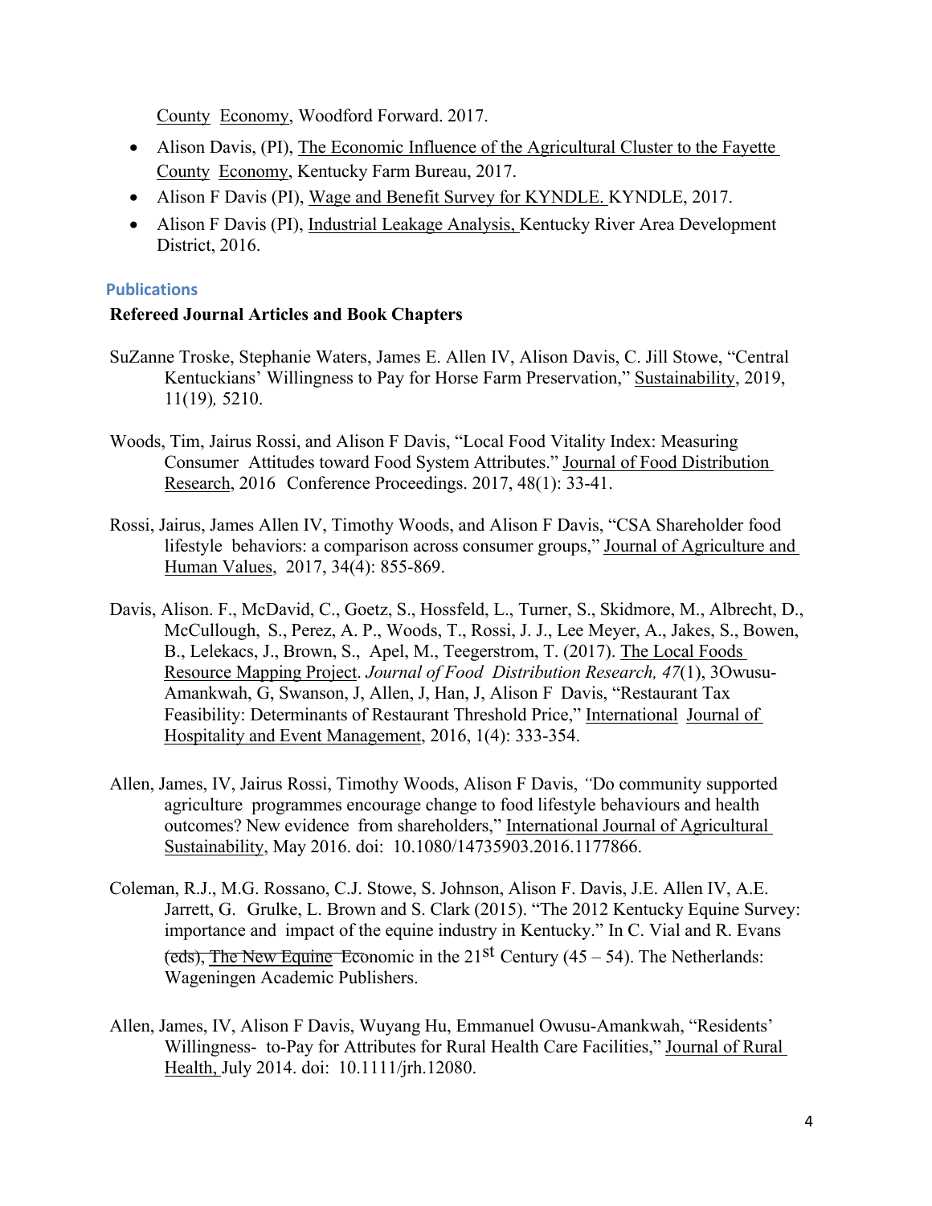County Economy, Woodford Forward. 2017.

- Alison Davis, (PI), The Economic Influence of the Agricultural Cluster to the Fayette County Economy, Kentucky Farm Bureau, 2017.
- Alison F Davis (PI), Wage and Benefit Survey for KYNDLE. KYNDLE, 2017.
- Alison F Davis (PI), Industrial Leakage Analysis, Kentucky River Area Development District, 2016.

## Publications

### Refereed Journal Articles and Book Chapters

SuZanne Troske, Stephanie Waters, James E. Allen IV, Alison Davis, C. Jill Stowe, "Central Kentuckians' Willingness to Pay for Horse Farm Preservation," Sustainability, 2019, 11(19), 5210.

Woods, Tim, Jairus Rossi, and Alison F Davis, "Local Food Vitality Index: Measuring Consumer Attitudes toward Food System Attributes." Journal of Food Distribution Research, 2016 Conference Proceedings. 2017, 48(1): 33-41.

Rossi, Jairus, James Allen IV, Timothy Woods, and Alison F Davis, "CSA Shareholder food lifestyle behaviors: a comparison across consumer groups," Journal of Agriculture and Human Values, 2017, 34(4): 855-869.

Davis, Alison. F., McDavid, C., Goetz, S., Hossfeld, L., Turner, S., Skidmore, M., Albrecht, D., McCullough, S., Perez, A. P., Woods, T., Rossi, J. J., Lee Meyer, A., Jakes, S., Bowen, B., Lelekacs, J., Brown, S., Apel, M., Teegerstrom, T. (2017). The Local Foods Resource Mapping Project. *Journal of Food Distribution Research, 47*(1), 3Owusu-Amankwah, G, Swanson, J, Allen, J, Han, J, Alison F Davis, "Restaurant Tax Feasibility: Determinants of Restaurant Threshold Price," International Journal of Hospitality and Event Management, 2016, 1(4): 333-354.

Allen, James, IV, Jairus Rossi, Timothy Woods, Alison F Davis, *"*Do community supported agriculture programmes encourage change to food lifestyle behaviours and health outcomes? New evidence from shareholders," International Journal of Agricultural Sustainability, May 2016. doi: 10.1080/14735903.2016.1177866.

Coleman, R.J., M.G. Rossano, C.J. Stowe, S. Johnson, Alison F. Davis, J.E. Allen IV, A.E. Jarrett, G. Grulke, L. Brown and S. Clark (2015). "The 2012 Kentucky Equine Survey: importance and impact of the equine industry in Kentucky." In C. Vial and R. Evans (eds), The New Equine Economic in the 21st Century (45 – 54). The Netherlands: Wageningen Academic Publishers.

Allen, James, IV, Alison F Davis, Wuyang Hu, Emmanuel Owusu-Amankwah, "Residents' Willingness- to-Pay for Attributes for Rural Health Care Facilities," Journal of Rural Health, July 2014. doi: 10.1111/jrh.12080.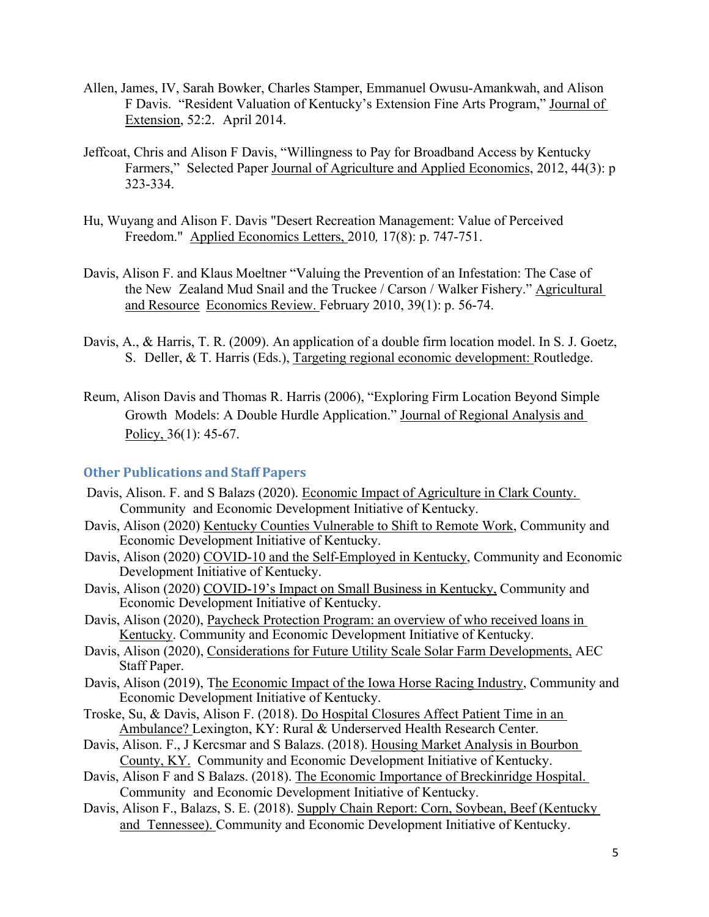Allen, James, IV, Sarah Bowker, Charles Stamper, Emmanuel Owusu-Amankwah, and Alison F Davis. "Resident Valuation of Kentucky's Extension Fine Arts Program," Journal of Extension, 52:2. April 2014.

Jeffcoat, Chris and Alison F Davis, "Willingness to Pay for Broadband Access by Kentucky Farmers," Selected Paper Journal of Agriculture and Applied Economics, 2012, 44(3): p 323-334.

Hu, Wuyang and Alison F. Davis "Desert Recreation Management: Value of Perceived Freedom." Applied Economics Letters, 2010, 17(8): p. 747-751.

Davis, Alison F. and Klaus Moeltner "Valuing the Prevention of an Infestation: The Case of the New Zealand Mud Snail and the Truckee / Carson / Walker Fishery." Agricultural and Resource Economics Review. February 2010, 39(1): p. 56-74.

Davis, A., & Harris, T. R. (2009). An application of a double firm location model. In S. J. Goetz, S. Deller, & T. Harris (Eds.), Targeting regional economic development: Routledge.

Reum, Alison Davis and Thomas R. Harris (2006), "Exploring Firm Location Beyond Simple Growth Models: A Double Hurdle Application." Journal of Regional Analysis and Policy, 36(1): 45-67.

### Other Publications and Staff Papers

Davis, Alison. F. and S Balazs (2020). Economic Impact of Agriculture in Clark County. Community and Economic Development Initiative of Kentucky.

Davis, Alison (2020) Kentucky Counties Vulnerable to Shift to Remote Work, Community and Economic Development Initiative of Kentucky.

Davis, Alison (2020) COVID-10 and the Self-Employed in Kentucky, Community and Economic Development Initiative of Kentucky.

Davis, Alison (2020) COVID-19's Impact on Small Business in Kentucky, Community and Economic Development Initiative of Kentucky.

Davis, Alison (2020), Paycheck Protection Program: an overview of who received loans in Kentucky. Community and Economic Development Initiative of Kentucky.

Davis, Alison (2020), Considerations for Future Utility Scale Solar Farm Developments, AEC Staff Paper.

Davis, Alison (2019), The Economic Impact of the Iowa Horse Racing Industry, Community and Economic Development Initiative of Kentucky.

Troske, Su, & Davis, Alison F. (2018). Do Hospital Closures Affect Patient Time in an Ambulance? Lexington, KY: Rural & Underserved Health Research Center.

Davis, Alison. F., J Kercsmar and S Balazs. (2018). Housing Market Analysis in Bourbon County, KY. Community and Economic Development Initiative of Kentucky.

Davis, Alison F and S Balazs. (2018). The Economic Importance of Breckinridge Hospital. Community and Economic Development Initiative of Kentucky.

Davis, Alison F., Balazs, S. E. (2018). Supply Chain Report: Corn, Soybean, Beef (Kentucky and Tennessee). Community and Economic Development Initiative of Kentucky.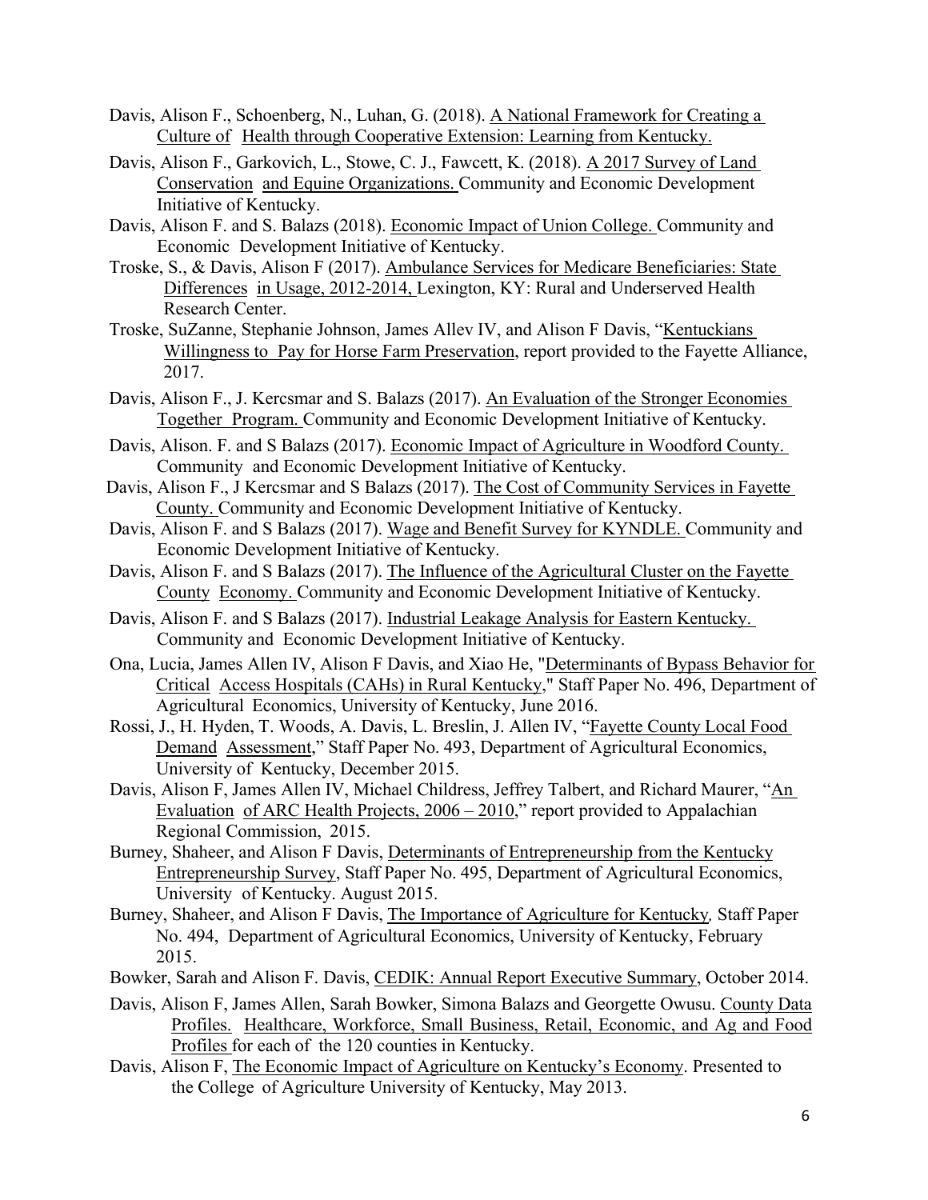Davis, Alison F., Schoenberg, N., Luhan, G. (2018). A National Framework for Creating a Culture of Health through Cooperative Extension: Learning from Kentucky.

Davis, Alison F., Garkovich, L., Stowe, C. J., Fawcett, K. (2018). A 2017 Survey of Land Conservation and Equine Organizations. Community and Economic Development Initiative of Kentucky.

Davis, Alison F. and S. Balazs (2018). Economic Impact of Union College. Community and Economic Development Initiative of Kentucky.

Troske, S., & Davis, Alison F (2017). Ambulance Services for Medicare Beneficiaries: State Differences in Usage, 2012-2014, Lexington, KY: Rural and Underserved Health Research Center.

Troske, SuZanne, Stephanie Johnson, James Allev IV, and Alison F Davis, "Kentuckians Willingness to Pay for Horse Farm Preservation, report provided to the Fayette Alliance, 2017.

Davis, Alison F., J. Kercsmar and S. Balazs (2017). An Evaluation of the Stronger Economies Together Program. Community and Economic Development Initiative of Kentucky.

Davis, Alison. F. and S Balazs (2017). Economic Impact of Agriculture in Woodford County. Community and Economic Development Initiative of Kentucky.

Davis, Alison F., J Kercsmar and S Balazs (2017). The Cost of Community Services in Fayette County. Community and Economic Development Initiative of Kentucky.

Davis, Alison F. and S Balazs (2017). Wage and Benefit Survey for KYNDLE. Community and Economic Development Initiative of Kentucky.

Davis, Alison F. and S Balazs (2017). The Influence of the Agricultural Cluster on the Fayette County Economy. Community and Economic Development Initiative of Kentucky.

Davis, Alison F. and S Balazs (2017). Industrial Leakage Analysis for Eastern Kentucky. Community and Economic Development Initiative of Kentucky.

Ona, Lucia, James Allen IV, Alison F Davis, and Xiao He, "Determinants of Bypass Behavior for Critical Access Hospitals (CAHs) in Rural Kentucky," Staff Paper No. 496, Department of Agricultural Economics, University of Kentucky, June 2016.

Rossi, J., H. Hyden, T. Woods, A. Davis, L. Breslin, J. Allen IV, "Fayette County Local Food Demand Assessment," Staff Paper No. 493, Department of Agricultural Economics, University of Kentucky, December 2015.

Davis, Alison F, James Allen IV, Michael Childress, Jeffrey Talbert, and Richard Maurer, "An Evaluation of ARC Health Projects, 2006 – 2010," report provided to Appalachian Regional Commission, 2015.

Burney, Shaheer, and Alison F Davis, Determinants of Entrepreneurship from the Kentucky Entrepreneurship Survey, Staff Paper No. 495, Department of Agricultural Economics, University of Kentucky. August 2015.

Burney, Shaheer, and Alison F Davis, The Importance of Agriculture for Kentucky, Staff Paper No. 494, Department of Agricultural Economics, University of Kentucky, February 2015.

Bowker, Sarah and Alison F. Davis, CEDIK: Annual Report Executive Summary, October 2014.

Davis, Alison F, James Allen, Sarah Bowker, Simona Balazs and Georgette Owusu. County Data Profiles. Healthcare, Workforce, Small Business, Retail, Economic, and Ag and Food Profiles for each of the 120 counties in Kentucky.

Davis, Alison F, The Economic Impact of Agriculture on Kentucky's Economy. Presented to the College of Agriculture University of Kentucky, May 2013.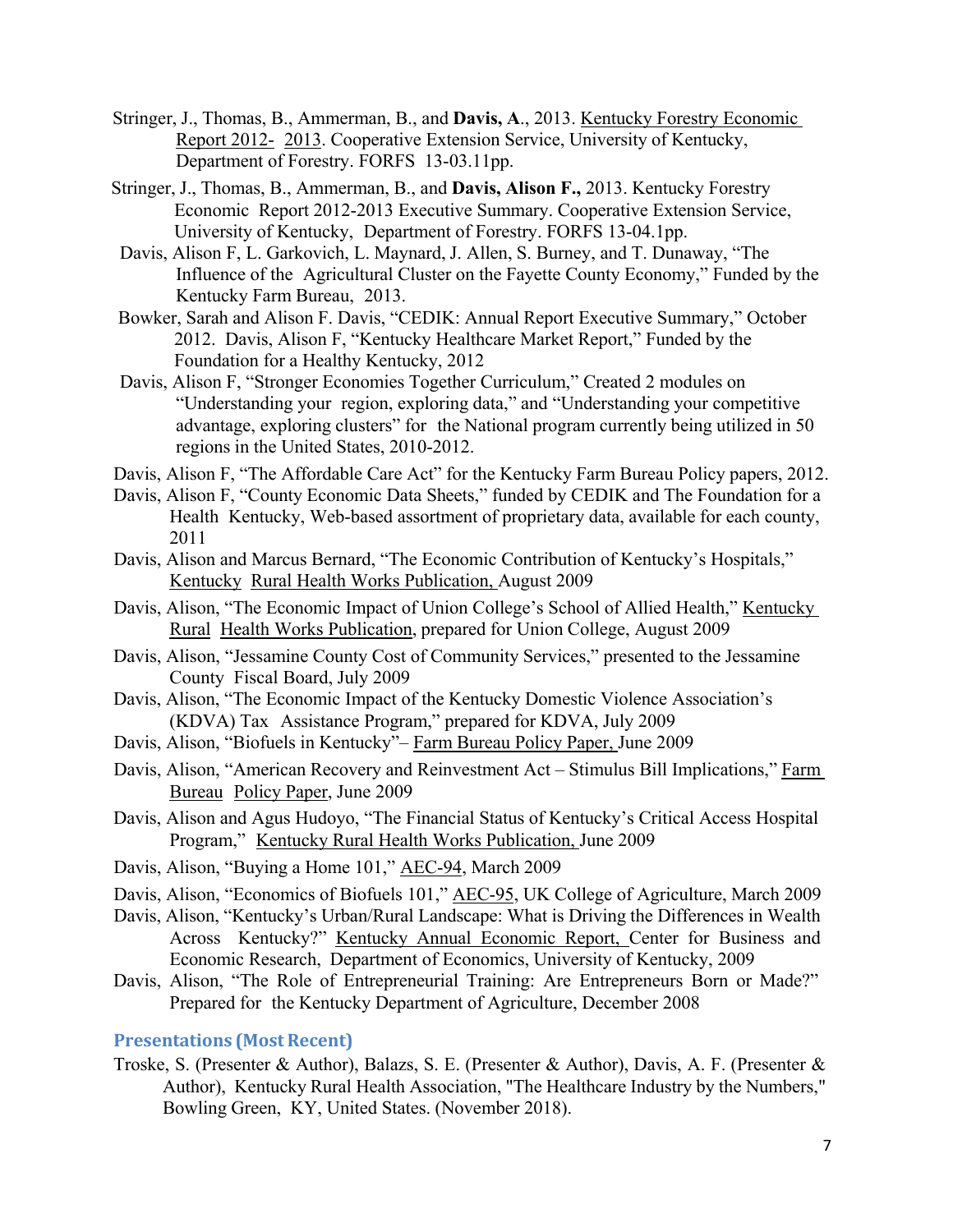Stringer, J., Thomas, B., Ammerman, B., and **Davis, A**., 2013. Kentucky Forestry Economic Report 2012- 2013. Cooperative Extension Service, University of Kentucky, Department of Forestry. FORFS 13-03.11pp.

Stringer, J., Thomas, B., Ammerman, B., and **Davis, Alison F.,** 2013. Kentucky Forestry Economic Report 2012-2013 Executive Summary. Cooperative Extension Service, University of Kentucky, Department of Forestry. FORFS 13-04.1pp.

Davis, Alison F, L. Garkovich, L. Maynard, J. Allen, S. Burney, and T. Dunaway, "The Influence of the Agricultural Cluster on the Fayette County Economy," Funded by the Kentucky Farm Bureau, 2013.

Bowker, Sarah and Alison F. Davis, "CEDIK: Annual Report Executive Summary," October 2012. Davis, Alison F, "Kentucky Healthcare Market Report," Funded by the Foundation for a Healthy Kentucky, 2012

Davis, Alison F, "Stronger Economies Together Curriculum," Created 2 modules on "Understanding your region, exploring data," and "Understanding your competitive advantage, exploring clusters" for the National program currently being utilized in 50 regions in the United States, 2010-2012.

Davis, Alison F, "The Affordable Care Act" for the Kentucky Farm Bureau Policy papers, 2012.

Davis, Alison F, "County Economic Data Sheets," funded by CEDIK and The Foundation for a Health Kentucky, Web-based assortment of proprietary data, available for each county, 2011

Davis, Alison and Marcus Bernard, "The Economic Contribution of Kentucky's Hospitals," Kentucky Rural Health Works Publication, August 2009

Davis, Alison, "The Economic Impact of Union College's School of Allied Health," Kentucky Rural Health Works Publication, prepared for Union College, August 2009

Davis, Alison, "Jessamine County Cost of Community Services," presented to the Jessamine County Fiscal Board, July 2009

Davis, Alison, "The Economic Impact of the Kentucky Domestic Violence Association's (KDVA) Tax Assistance Program," prepared for KDVA, July 2009

Davis, Alison, "Biofuels in Kentucky"– Farm Bureau Policy Paper, June 2009

Davis, Alison, "American Recovery and Reinvestment Act – Stimulus Bill Implications," Farm Bureau Policy Paper, June 2009

Davis, Alison and Agus Hudoyo, "The Financial Status of Kentucky's Critical Access Hospital Program," Kentucky Rural Health Works Publication, June 2009

Davis, Alison, "Buying a Home 101," AEC-94, March 2009

Davis, Alison, "Economics of Biofuels 101," AEC-95, UK College of Agriculture, March 2009

Davis, Alison, "Kentucky's Urban/Rural Landscape: What is Driving the Differences in Wealth Across Kentucky?" Kentucky Annual Economic Report, Center for Business and Economic Research, Department of Economics, University of Kentucky, 2009

Davis, Alison, "The Role of Entrepreneurial Training: Are Entrepreneurs Born or Made?" Prepared for the Kentucky Department of Agriculture, December 2008

## Presentations (Most Recent)

Troske, S. (Presenter & Author), Balazs, S. E. (Presenter & Author), Davis, A. F. (Presenter & Author), Kentucky Rural Health Association, "The Healthcare Industry by the Numbers," Bowling Green, KY, United States. (November 2018).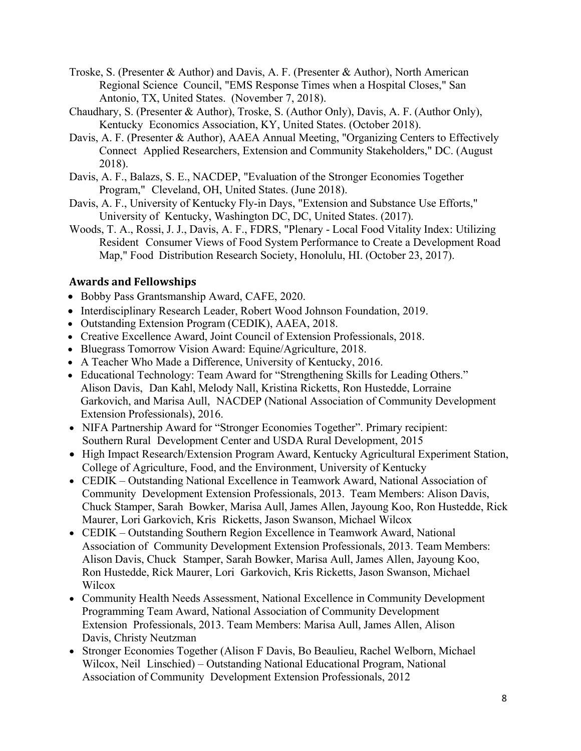Troske, S. (Presenter & Author) and Davis, A. F. (Presenter & Author), North American Regional Science Council, "EMS Response Times when a Hospital Closes," San Antonio, TX, United States. (November 7, 2018).

Chaudhary, S. (Presenter & Author), Troske, S. (Author Only), Davis, A. F. (Author Only), Kentucky Economics Association, KY, United States. (October 2018).

Davis, A. F. (Presenter & Author), AAEA Annual Meeting, "Organizing Centers to Effectively Connect Applied Researchers, Extension and Community Stakeholders," DC. (August 2018).

Davis, A. F., Balazs, S. E., NACDEP, "Evaluation of the Stronger Economies Together Program," Cleveland, OH, United States. (June 2018).

Davis, A. F., University of Kentucky Fly-in Days, "Extension and Substance Use Efforts," University of Kentucky, Washington DC, DC, United States. (2017).

Woods, T. A., Rossi, J. J., Davis, A. F., FDRS, "Plenary - Local Food Vitality Index: Utilizing Resident Consumer Views of Food System Performance to Create a Development Road Map," Food Distribution Research Society, Honolulu, HI. (October 23, 2017).

### Awards and Fellowships

- Bobby Pass Grantsmanship Award, CAFE, 2020.
- Interdisciplinary Research Leader, Robert Wood Johnson Foundation, 2019.
- Outstanding Extension Program (CEDIK), AAEA, 2018.
- Creative Excellence Award, Joint Council of Extension Professionals, 2018.
- Bluegrass Tomorrow Vision Award: Equine/Agriculture, 2018.
- A Teacher Who Made a Difference, University of Kentucky, 2016.
- Educational Technology: Team Award for "Strengthening Skills for Leading Others." Alison Davis, Dan Kahl, Melody Nall, Kristina Ricketts, Ron Hustedde, Lorraine Garkovich, and Marisa Aull, NACDEP (National Association of Community Development Extension Professionals), 2016.
- NIFA Partnership Award for "Stronger Economies Together". Primary recipient: Southern Rural Development Center and USDA Rural Development, 2015
- High Impact Research/Extension Program Award, Kentucky Agricultural Experiment Station, College of Agriculture, Food, and the Environment, University of Kentucky
- CEDIK – Outstanding National Excellence in Teamwork Award, National Association of Community Development Extension Professionals, 2013. Team Members: Alison Davis, Chuck Stamper, Sarah Bowker, Marisa Aull, James Allen, Jayoung Koo, Ron Hustedde, Rick Maurer, Lori Garkovich, Kris Ricketts, Jason Swanson, Michael Wilcox
- CEDIK – Outstanding Southern Region Excellence in Teamwork Award, National Association of Community Development Extension Professionals, 2013. Team Members: Alison Davis, Chuck Stamper, Sarah Bowker, Marisa Aull, James Allen, Jayoung Koo, Ron Hustedde, Rick Maurer, Lori Garkovich, Kris Ricketts, Jason Swanson, Michael Wilcox
- Community Health Needs Assessment, National Excellence in Community Development Programming Team Award, National Association of Community Development Extension Professionals, 2013. Team Members: Marisa Aull, James Allen, Alison Davis, Christy Neutzman
- Stronger Economies Together (Alison F Davis, Bo Beaulieu, Rachel Welborn, Michael Wilcox, Neil Linschied) – Outstanding National Educational Program, National Association of Community Development Extension Professionals, 2012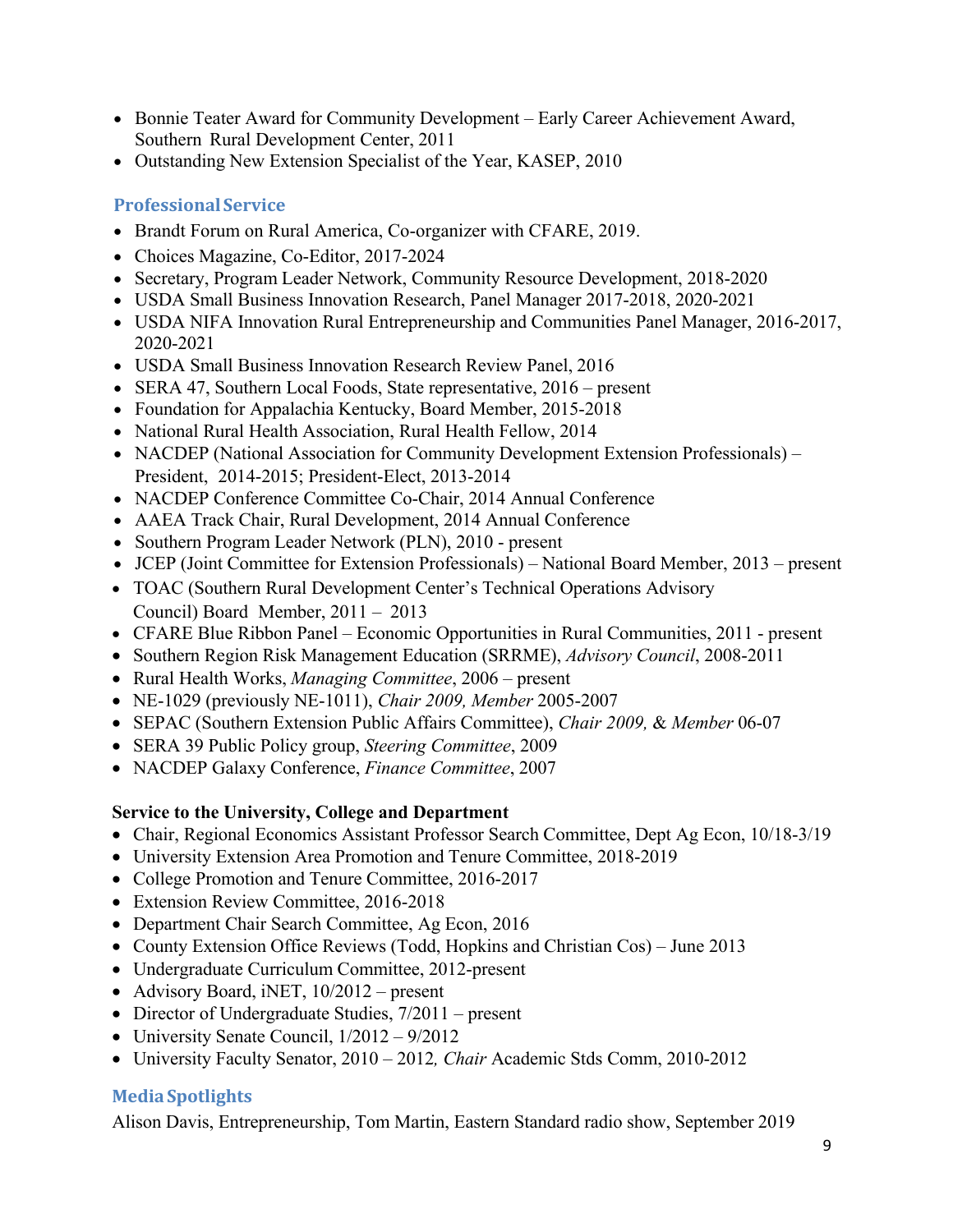- Bonnie Teater Award for Community Development – Early Career Achievement Award, Southern Rural Development Center, 2011
- Outstanding New Extension Specialist of the Year, KASEP, 2010

## Professional Service

- Brandt Forum on Rural America, Co-organizer with CFARE, 2019.
- Choices Magazine, Co-Editor, 2017-2024
- Secretary, Program Leader Network, Community Resource Development, 2018-2020
- USDA Small Business Innovation Research, Panel Manager 2017-2018, 2020-2021
- USDA NIFA Innovation Rural Entrepreneurship and Communities Panel Manager, 2016-2017, 2020-2021
- USDA Small Business Innovation Research Review Panel, 2016
- SERA 47, Southern Local Foods, State representative, 2016 – present
- Foundation for Appalachia Kentucky, Board Member, 2015-2018
- National Rural Health Association, Rural Health Fellow, 2014
- NACDEP (National Association for Community Development Extension Professionals) – President, 2014-2015; President-Elect, 2013-2014
- NACDEP Conference Committee Co-Chair, 2014 Annual Conference
- AAEA Track Chair, Rural Development, 2014 Annual Conference
- Southern Program Leader Network (PLN), 2010 - present
- JCEP (Joint Committee for Extension Professionals) – National Board Member, 2013 – present
- TOAC (Southern Rural Development Center's Technical Operations Advisory Council) Board Member, 2011 – 2013
- CFARE Blue Ribbon Panel – Economic Opportunities in Rural Communities, 2011 - present
- Southern Region Risk Management Education (SRRME), *Advisory Council*, 2008-2011
- Rural Health Works, *Managing Committee*, 2006 – present
- NE-1029 (previously NE-1011), *Chair 2009, Member* 2005-2007
- SEPAC (Southern Extension Public Affairs Committee), *Chair 2009,* & *Member* 06-07
- SERA 39 Public Policy group, *Steering Committee*, 2009
- NACDEP Galaxy Conference, *Finance Committee*, 2007

**Service to the University, College and Department**

- Chair, Regional Economics Assistant Professor Search Committee, Dept Ag Econ, 10/18-3/19
- University Extension Area Promotion and Tenure Committee, 2018-2019
- College Promotion and Tenure Committee, 2016-2017
- Extension Review Committee, 2016-2018
- Department Chair Search Committee, Ag Econ, 2016
- County Extension Office Reviews (Todd, Hopkins and Christian Cos) – June 2013
- Undergraduate Curriculum Committee, 2012-present
- Advisory Board, iNET, 10/2012 – present
- Director of Undergraduate Studies, 7/2011 – present
- University Senate Council, 1/2012 – 9/2012
- University Faculty Senator, 2010 – 2012*, Chair* Academic Stds Comm, 2010-2012

## Media Spotlights

Alison Davis, Entrepreneurship, Tom Martin, Eastern Standard radio show, September 2019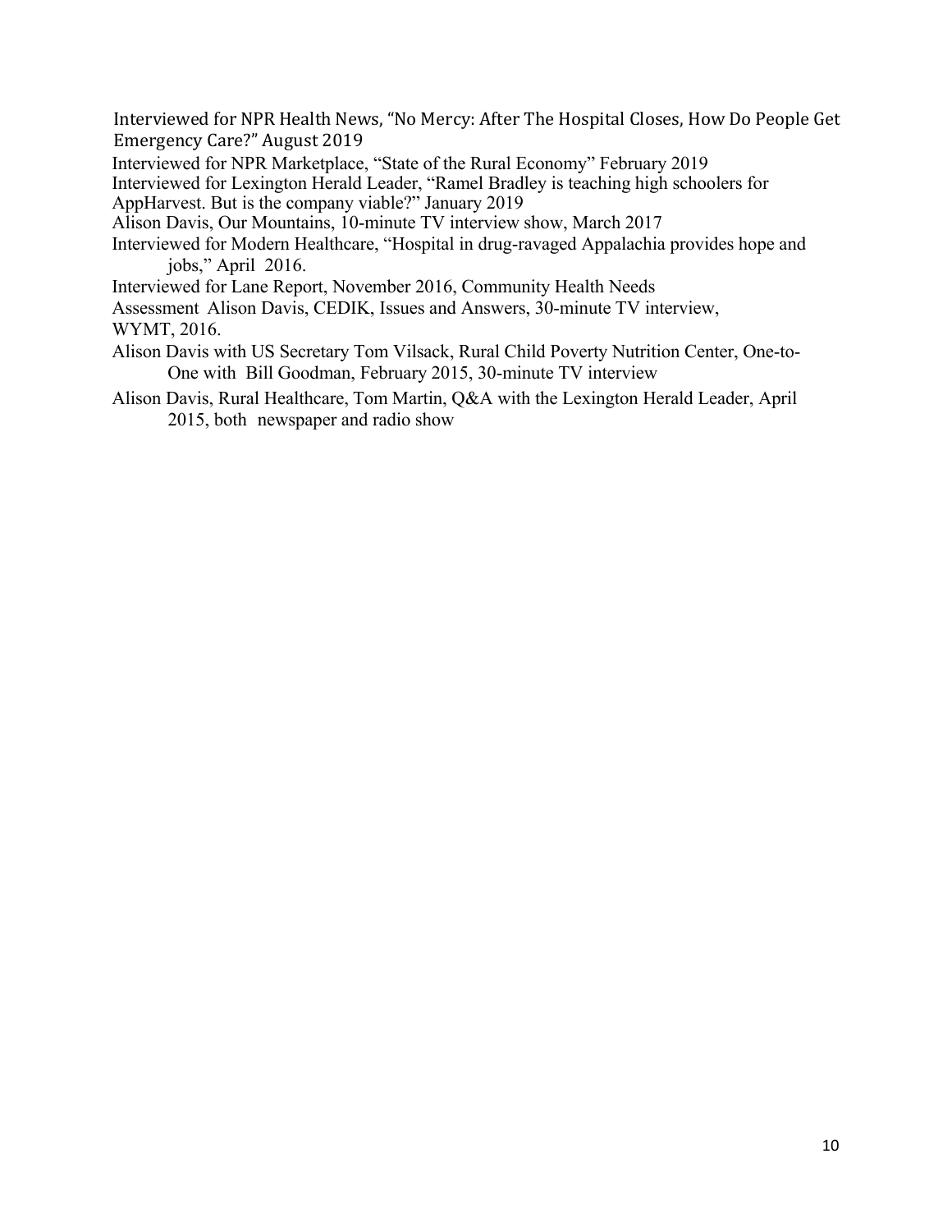Interviewed for NPR Health News, "No Mercy: After The Hospital Closes, How Do People Get Emergency Care?" August 2019

Interviewed for NPR Marketplace, "State of the Rural Economy" February 2019

Interviewed for Lexington Herald Leader, "Ramel Bradley is teaching high schoolers for AppHarvest. But is the company viable?" January 2019

Alison Davis, Our Mountains, 10-minute TV interview show, March 2017

Interviewed for Modern Healthcare, "Hospital in drug-ravaged Appalachia provides hope and jobs," April 2016.

Interviewed for Lane Report, November 2016, Community Health Needs Assessment Alison Davis, CEDIK, Issues and Answers, 30-minute TV interview, WYMT, 2016.

Alison Davis with US Secretary Tom Vilsack, Rural Child Poverty Nutrition Center, One-to-One with Bill Goodman, February 2015, 30-minute TV interview

Alison Davis, Rural Healthcare, Tom Martin, Q&A with the Lexington Herald Leader, April 2015, both newspaper and radio show